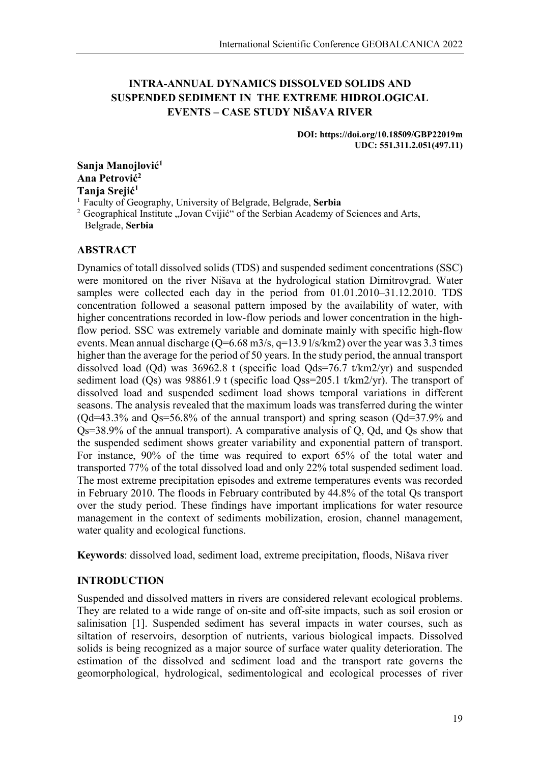# INTRA-ANNUAL DYNAMICS DISSOLVED SOLIDS AND SUSPENDED SEDIMENT IN THE EXTREME HIDROLOGICAL EVENTS – CASE STUDY NIŠAVA RIVER

**DOI: https://doi.org/10.18509/GBP22019m**
**UDC: 551.311.2.051(497.11)**

**Sanja Manojlović[1]**
**Ana Petrović[2]**
**Tanja Srejić[1]**

[1] Faculty of Geography, University of Belgrade, Belgrade, **Serbia**
[2] Geographical Institute „Jovan Cvijić" of the Serbian Academy of Sciences and Arts, Belgrade, **Serbia**

## ABSTRACT

Dynamics of totall dissolved solids (TDS) and suspended sediment concentrations (SSC) were monitored on the river Nišava at the hydrological station Dimitrovgrad. Water samples were collected each day in the period from 01.01.2010–31.12.2010. TDS concentration followed a seasonal pattern imposed by the availability of water, with higher concentrations recorded in low-flow periods and lower concentration in the high-flow period. SSC was extremely variable and dominate mainly with specific high-flow events. Mean annual discharge (Q=6.68 m3/s, q=13.9 l/s/km2) over the year was 3.3 times higher than the average for the period of 50 years. In the study period, the annual transport dissolved load (Qd) was 36962.8 t (specific load Qds=76.7 t/km2/yr) and suspended sediment load (Qs) was 98861.9 t (specific load Qss=205.1 t/km2/yr). The transport of dissolved load and suspended sediment load shows temporal variations in different seasons. The analysis revealed that the maximum loads was transferred during the winter (Qd=43.3% and Qs=56.8% of the annual transport) and spring season (Qd=37.9% and Qs=38.9% of the annual transport). A comparative analysis of Q, Qd, and Qs show that the suspended sediment shows greater variability and exponential pattern of transport. For instance, 90% of the time was required to export 65% of the total water and transported 77% of the total dissolved load and only 22% total suspended sediment load. The most extreme precipitation episodes and extreme temperatures events was recorded in February 2010. The floods in February contributed by 44.8% of the total Qs transport over the study period. These findings have important implications for water resource management in the context of sediments mobilization, erosion, channel management, water quality and ecological functions.

**Keywords**: dissolved load, sediment load, extreme precipitation, floods, Nišava river

## INTRODUCTION

Suspended and dissolved matters in rivers are considered relevant ecological problems. They are related to a wide range of on-site and off-site impacts, such as soil erosion or salinisation [1]. Suspended sediment has several impacts in water courses, such as siltation of reservoirs, desorption of nutrients, various biological impacts. Dissolved solids is being recognized as a major source of surface water quality deterioration. The estimation of the dissolved and sediment load and the transport rate governs the geomorphological, hydrological, sedimentological and ecological processes of river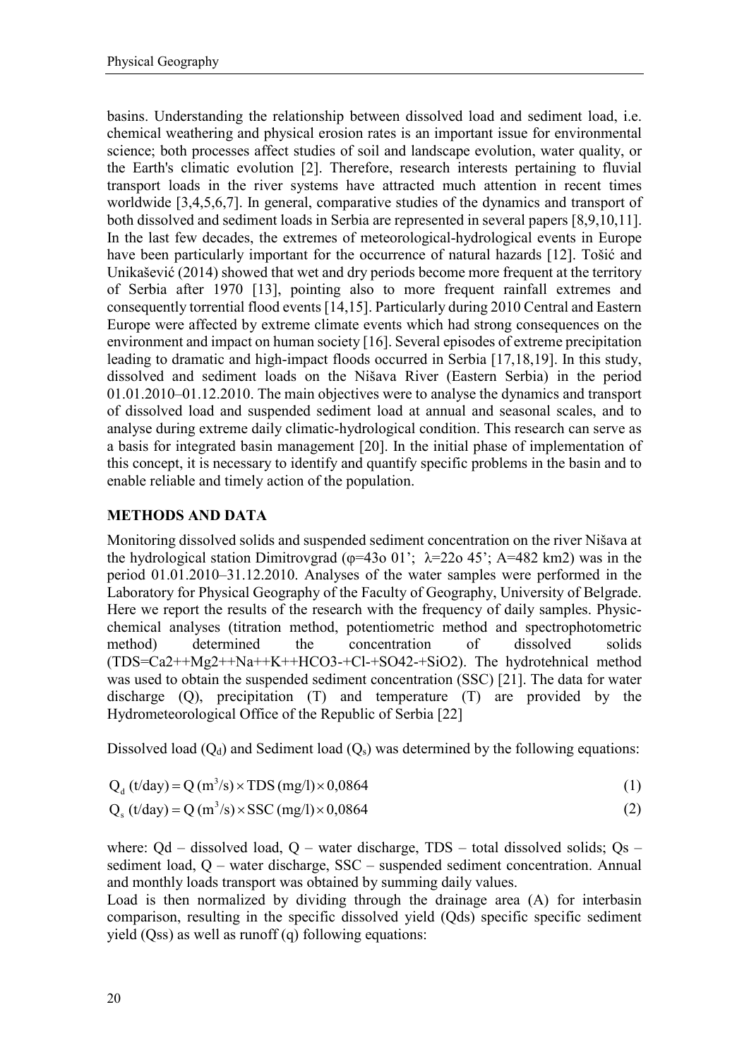basins. Understanding the relationship between dissolved load and sediment load, i.e. chemical weathering and physical erosion rates is an important issue for environmental science; both processes affect studies of soil and landscape evolution, water quality, or the Earth's climatic evolution [2]. Therefore, research interests pertaining to fluvial transport loads in the river systems have attracted much attention in recent times worldwide [3,4,5,6,7]. In general, comparative studies of the dynamics and transport of both dissolved and sediment loads in Serbia are represented in several papers [8,9,10,11]. In the last few decades, the extremes of meteorological-hydrological events in Europe have been particularly important for the occurrence of natural hazards [12]. Tošić and Unikašević (2014) showed that wet and dry periods become more frequent at the territory of Serbia after 1970 [13], pointing also to more frequent rainfall extremes and consequently torrential flood events [14,15]. Particularly during 2010 Central and Eastern Europe were affected by extreme climate events which had strong consequences on the environment and impact on human society [16]. Several episodes of extreme precipitation leading to dramatic and high-impact floods occurred in Serbia [17,18,19]. In this study, dissolved and sediment loads on the Nišava River (Eastern Serbia) in the period 01.01.2010–01.12.2010. The main objectives were to analyse the dynamics and transport of dissolved load and suspended sediment load at annual and seasonal scales, and to analyse during extreme daily climatic-hydrological condition. This research can serve as a basis for integrated basin management [20]. In the initial phase of implementation of this concept, it is necessary to identify and quantify specific problems in the basin and to enable reliable and timely action of the population.

## METHODS AND DATA

Monitoring dissolved solids and suspended sediment concentration on the river Nišava at the hydrological station Dimitrovgrad (φ=43o 01'; λ=22o 45'; A=482 km2) was in the period 01.01.2010–31.12.2010. Analyses of the water samples were performed in the Laboratory for Physical Geography of the Faculty of Geography, University of Belgrade. Here we report the results of the research with the frequency of daily samples. Physic-chemical analyses (titration method, potentiometric method and spectrophotometric method) determined the concentration of dissolved solids (TDS=Ca2++Mg2++Na++K++HCO3-+Cl-+SO42-+SiO2). The hydrotehnical method was used to obtain the suspended sediment concentration (SSC) [21]. The data for water discharge (Q), precipitation (T) and temperature (T) are provided by the Hydrometeorological Office of the Republic of Serbia [22]

Dissolved load ($Q_d$) and Sediment load ($Q_s$) was determined by the following equations:

$$Q_d \text{ (t/day)} = Q \text{ (m}^3\text{/s)} \times TDS \text{ (mg/l)} \times 0{,}0864 \tag{1}$$

$$Q_s \text{ (t/day)} = Q \text{ (m}^3\text{/s)} \times SSC \text{ (mg/l)} \times 0{,}0864 \tag{2}$$

where: Qd – dissolved load, Q – water discharge, TDS – total dissolved solids; Qs – sediment load, Q – water discharge, SSC – suspended sediment concentration. Annual and monthly loads transport was obtained by summing daily values.

Load is then normalized by dividing through the drainage area (A) for interbasin comparison, resulting in the specific dissolved yield (Qds) specific specific sediment yield (Qss) as well as runoff (q) following equations: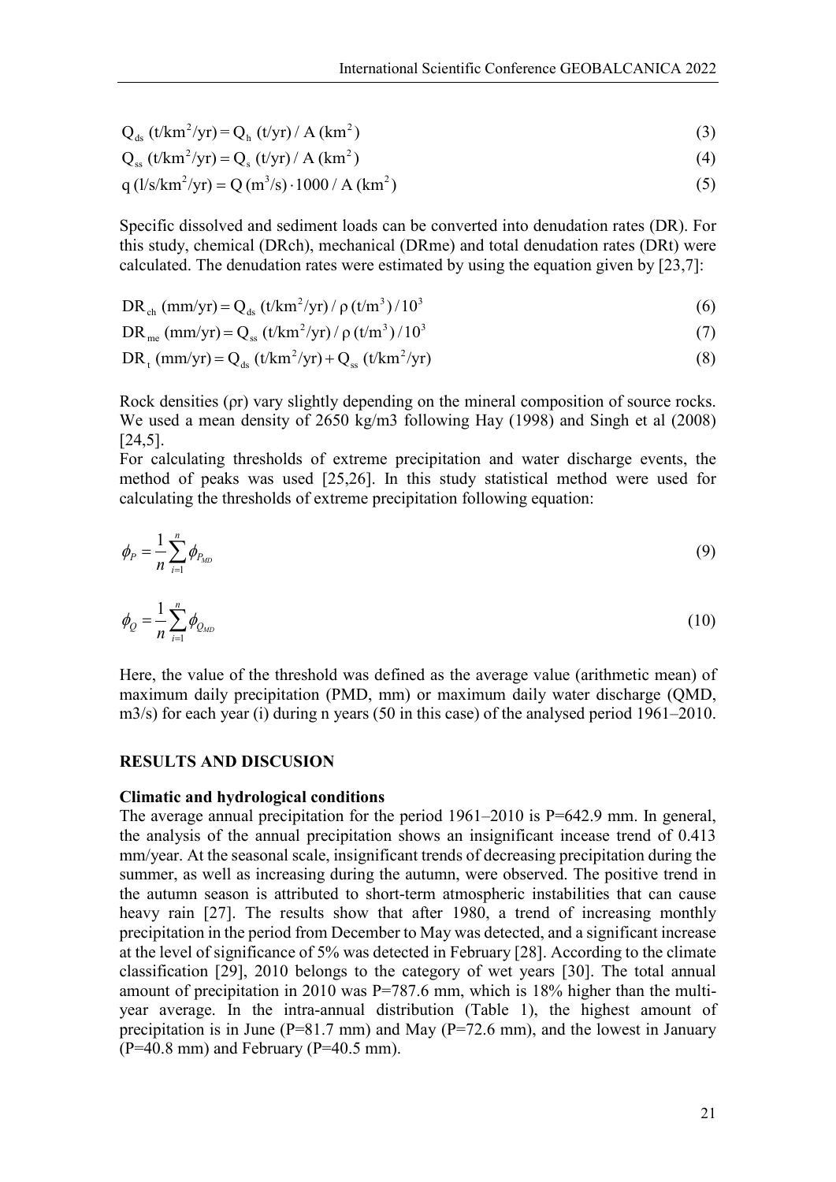$$Q_{ds}\ (\mathrm{t/km^2/yr}) = Q_h\ (\mathrm{t/yr}) / A\ (\mathrm{km^2}) \tag{3}$$

$$Q_{ss}\ (\mathrm{t/km^2/yr}) = Q_s\ (\mathrm{t/yr}) / A\ (\mathrm{km^2}) \tag{4}$$

$$q\ (\mathrm{l/s/km^2/yr}) = Q\ (\mathrm{m^3/s}) \cdot 1000 / A\ (\mathrm{km^2}) \tag{5}$$

Specific dissolved and sediment loads can be converted into denudation rates (DR). For this study, chemical (DRch), mechanical (DRme) and total denudation rates (DRt) were calculated. The denudation rates were estimated by using the equation given by [23,7]:

$$DR_{ch}\ (\mathrm{mm/yr}) = Q_{ds}\ (\mathrm{t/km^2/yr}) / \rho\ (\mathrm{t/m^3}) / 10^3 \tag{6}$$

$$DR_{me}\ (\mathrm{mm/yr}) = Q_{ss}\ (\mathrm{t/km^2/yr}) / \rho\ (\mathrm{t/m^3}) / 10^3 \tag{7}$$

$$DR_{t}\ (\mathrm{mm/yr}) = Q_{ds}\ (\mathrm{t/km^2/yr}) + Q_{ss}\ (\mathrm{t/km^2/yr}) \tag{8}$$

Rock densities (ρr) vary slightly depending on the mineral composition of source rocks. We used a mean density of 2650 kg/m3 following Hay (1998) and Singh et al (2008) [24,5].

For calculating thresholds of extreme precipitation and water discharge events, the method of peaks was used [25,26]. In this study statistical method were used for calculating the thresholds of extreme precipitation following equation:

$$\phi_P = \frac{1}{n}\sum_{i=1}^{n}\phi_{P_{MD}} \tag{9}$$

$$\phi_Q = \frac{1}{n}\sum_{i=1}^{n}\phi_{Q_{MD}} \tag{10}$$

Here, the value of the threshold was defined as the average value (arithmetic mean) of maximum daily precipitation (PMD, mm) or maximum daily water discharge (QMD, m3/s) for each year (i) during n years (50 in this case) of the analysed period 1961–2010.

## RESULTS AND DISCUSION

### Climatic and hydrological conditions

The average annual precipitation for the period 1961–2010 is P=642.9 mm. In general, the analysis of the annual precipitation shows an insignificant incease trend of 0.413 mm/year. At the seasonal scale, insignificant trends of decreasing precipitation during the summer, as well as increasing during the autumn, were observed. The positive trend in the autumn season is attributed to short-term atmospheric instabilities that can cause heavy rain [27]. The results show that after 1980, a trend of increasing monthly precipitation in the period from December to May was detected, and a significant increase at the level of significance of 5% was detected in February [28]. According to the climate classification [29], 2010 belongs to the category of wet years [30]. The total annual amount of precipitation in 2010 was P=787.6 mm, which is 18% higher than the multi-year average. In the intra-annual distribution (Table 1), the highest amount of precipitation is in June (P=81.7 mm) and May (P=72.6 mm), and the lowest in January (P=40.8 mm) and February (P=40.5 mm).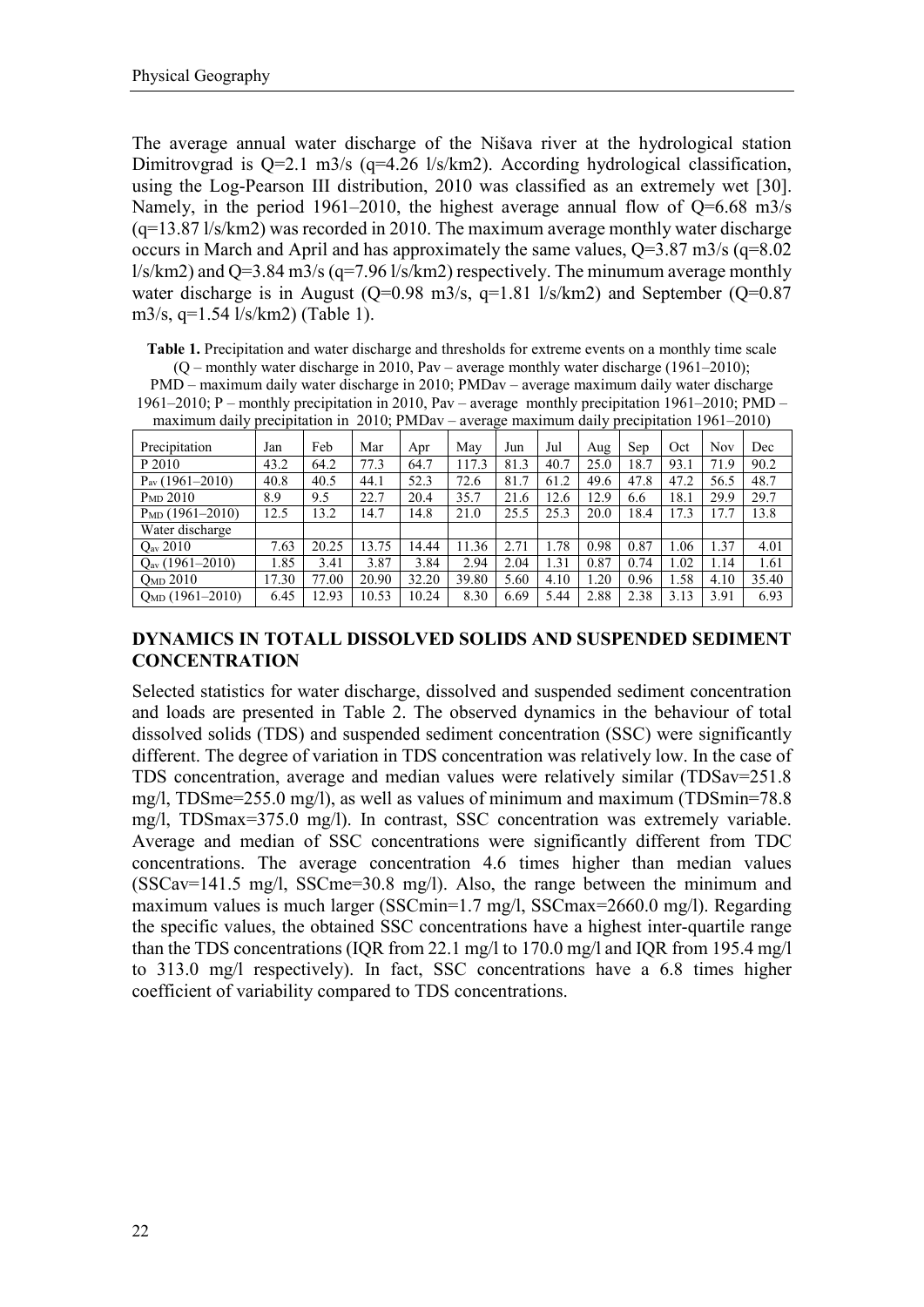The average annual water discharge of the Nišava river at the hydrological station Dimitrovgrad is Q=2.1 m3/s (q=4.26 l/s/km2). According hydrological classification, using the Log-Pearson III distribution, 2010 was classified as an extremely wet [30]. Namely, in the period 1961–2010, the highest average annual flow of Q=6.68 m3/s (q=13.87 l/s/km2) was recorded in 2010. The maximum average monthly water discharge occurs in March and April and has approximately the same values, Q=3.87 m3/s (q=8.02 l/s/km2) and Q=3.84 m3/s (q=7.96 l/s/km2) respectively. The minumum average monthly water discharge is in August (Q=0.98 m3/s, q=1.81 l/s/km2) and September (Q=0.87 m3/s, q=1.54 l/s/km2) (Table 1).

**Table 1.** Precipitation and water discharge and thresholds for extreme events on a monthly time scale (Q – monthly water discharge in 2010, Pav – average monthly water discharge (1961–2010); PMD – maximum daily water discharge in 2010; PMDav – average maximum daily water discharge 1961–2010; P – monthly precipitation in 2010, Pav – average monthly precipitation 1961–2010; PMD – maximum daily precipitation in 2010; PMDav – average maximum daily precipitation 1961–2010)

| Precipitation | Jan | Feb | Mar | Apr | May | Jun | Jul | Aug | Sep | Oct | Nov | Dec |
|---|---|---|---|---|---|---|---|---|---|---|---|---|
| P 2010 | 43.2 | 64.2 | 77.3 | 64.7 | 117.3 | 81.3 | 40.7 | 25.0 | 18.7 | 93.1 | 71.9 | 90.2 |
| $P_{av}$ (1961–2010) | 40.8 | 40.5 | 44.1 | 52.3 | 72.6 | 81.7 | 61.2 | 49.6 | 47.8 | 47.2 | 56.5 | 48.7 |
| $P_{MD}$ 2010 | 8.9 | 9.5 | 22.7 | 20.4 | 35.7 | 21.6 | 12.6 | 12.9 | 6.6 | 18.1 | 29.9 | 29.7 |
| $P_{MD}$ (1961–2010) | 12.5 | 13.2 | 14.7 | 14.8 | 21.0 | 25.5 | 25.3 | 20.0 | 18.4 | 17.3 | 17.7 | 13.8 |
| Water discharge | | | | | | | | | | | | |
| $Q_{av}$ 2010 | 7.63 | 20.25 | 13.75 | 14.44 | 11.36 | 2.71 | 1.78 | 0.98 | 0.87 | 1.06 | 1.37 | 4.01 |
| $Q_{av}$ (1961–2010) | 1.85 | 3.41 | 3.87 | 3.84 | 2.94 | 2.04 | 1.31 | 0.87 | 0.74 | 1.02 | 1.14 | 1.61 |
| $Q_{MD}$ 2010 | 17.30 | 77.00 | 20.90 | 32.20 | 39.80 | 5.60 | 4.10 | 1.20 | 0.96 | 1.58 | 4.10 | 35.40 |
| $Q_{MD}$ (1961–2010) | 6.45 | 12.93 | 10.53 | 10.24 | 8.30 | 6.69 | 5.44 | 2.88 | 2.38 | 3.13 | 3.91 | 6.93 |

## DYNAMICS IN TOTALL DISSOLVED SOLIDS AND SUSPENDED SEDIMENT CONCENTRATION

Selected statistics for water discharge, dissolved and suspended sediment concentration and loads are presented in Table 2. The observed dynamics in the behaviour of total dissolved solids (TDS) and suspended sediment concentration (SSC) were significantly different. The degree of variation in TDS concentration was relatively low. In the case of TDS concentration, average and median values were relatively similar (TDSav=251.8 mg/l, TDSme=255.0 mg/l), as well as values of minimum and maximum (TDSmin=78.8 mg/l, TDSmax=375.0 mg/l). In contrast, SSC concentration was extremely variable. Average and median of SSC concentrations were significantly different from TDC concentrations. The average concentration 4.6 times higher than median values (SSCav=141.5 mg/l, SSCme=30.8 mg/l). Also, the range between the minimum and maximum values is much larger (SSCmin=1.7 mg/l, SSCmax=2660.0 mg/l). Regarding the specific values, the obtained SSC concentrations have a highest inter-quartile range than the TDS concentrations (IQR from 22.1 mg/l to 170.0 mg/l and IQR from 195.4 mg/l to 313.0 mg/l respectively). In fact, SSC concentrations have a 6.8 times higher coefficient of variability compared to TDS concentrations.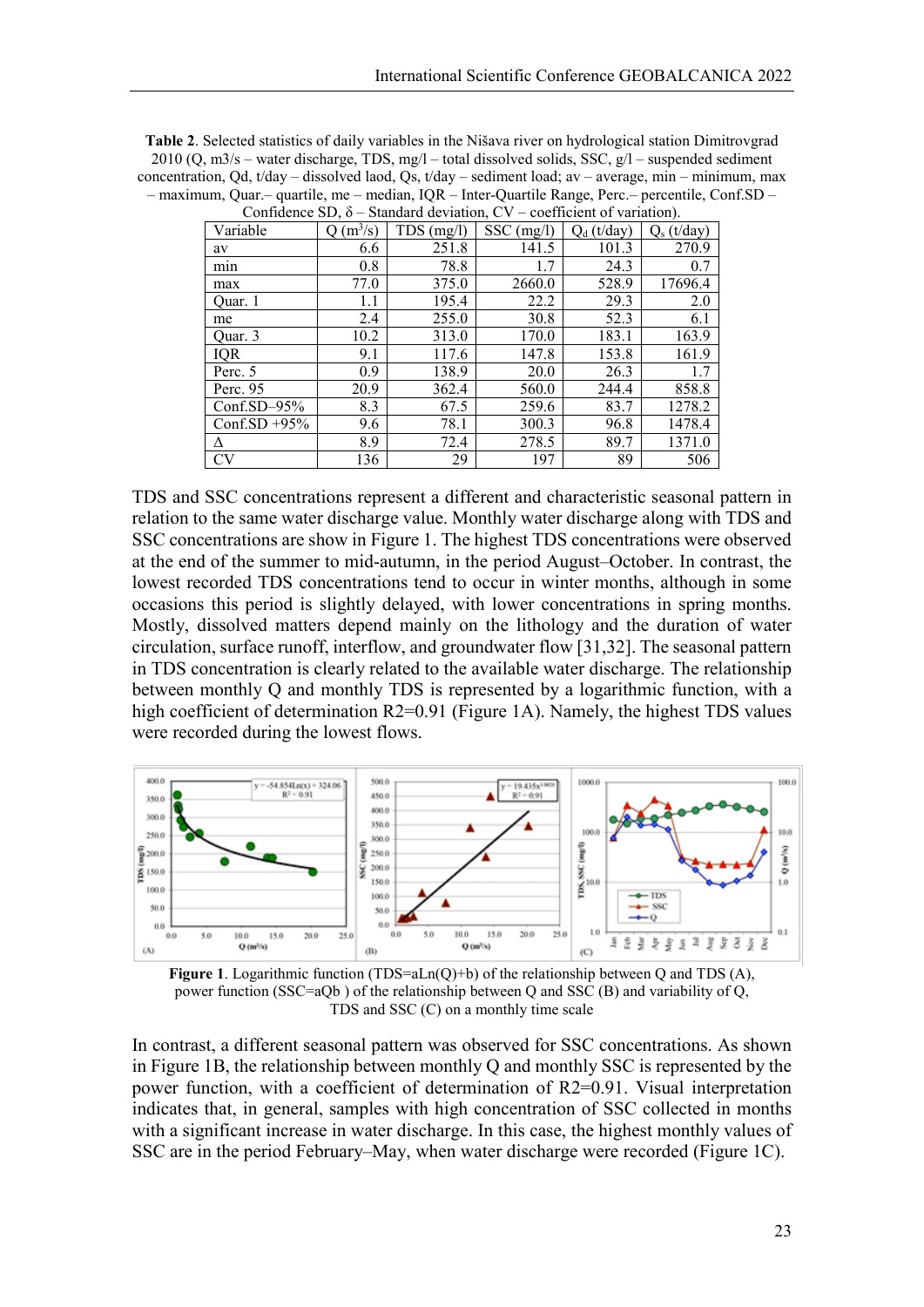**Table 2**. Selected statistics of daily variables in the Nišava river on hydrological station Dimitrovgrad 2010 (Q, m3/s – water discharge, TDS, mg/l – total dissolved solids, SSC, g/l – suspended sediment concentration, Qd, t/day – dissolved laod, Qs, t/day – sediment load; av – average, min – minimum, max – maximum, Quar.– quartile, me – median, IQR – Inter-Quartile Range, Perc.– percentile, Conf.SD – Confidence SD, δ – Standard deviation, CV – coefficient of variation).

| Variable | Q ($m^3/s$) | TDS (mg/l) | SSC (mg/l) | $Q_d$ (t/day) | $Q_s$ (t/day) |
|---|---|---|---|---|---|
| av | 6.6 | 251.8 | 141.5 | 101.3 | 270.9 |
| min | 0.8 | 78.8 | 1.7 | 24.3 | 0.7 |
| max | 77.0 | 375.0 | 2660.0 | 528.9 | 17696.4 |
| Quar. 1 | 1.1 | 195.4 | 22.2 | 29.3 | 2.0 |
| me | 2.4 | 255.0 | 30.8 | 52.3 | 6.1 |
| Quar. 3 | 10.2 | 313.0 | 170.0 | 183.1 | 163.9 |
| IQR | 9.1 | 117.6 | 147.8 | 153.8 | 161.9 |
| Perc. 5 | 0.9 | 138.9 | 20.0 | 26.3 | 1.7 |
| Perc. 95 | 20.9 | 362.4 | 560.0 | 244.4 | 858.8 |
| Conf.SD–95% | 8.3 | 67.5 | 259.6 | 83.7 | 1278.2 |
| Conf.SD +95% | 9.6 | 78.1 | 300.3 | 96.8 | 1478.4 |
| Δ | 8.9 | 72.4 | 278.5 | 89.7 | 1371.0 |
| CV | 136 | 29 | 197 | 89 | 506 |

TDS and SSC concentrations represent a different and characteristic seasonal pattern in relation to the same water discharge value. Monthly water discharge along with TDS and SSC concentrations are show in Figure 1. The highest TDS concentrations were observed at the end of the summer to mid-autumn, in the period August–October. In contrast, the lowest recorded TDS concentrations tend to occur in winter months, although in some occasions this period is slightly delayed, with lower concentrations in spring months. Mostly, dissolved matters depend mainly on the lithology and the duration of water circulation, surface runoff, interflow, and groundwater flow [31,32]. The seasonal pattern in TDS concentration is clearly related to the available water discharge. The relationship between monthly Q and monthly TDS is represented by a logarithmic function, with a high coefficient of determination R2=0.91 (Figure 1A). Namely, the highest TDS values were recorded during the lowest flows.

**Figure 1**. Logarithmic function (TDS=aLn(Q)+b) of the relationship between Q and TDS (A), power function (SSC=aQb ) of the relationship between Q and SSC (B) and variability of Q, TDS and SSC (C) on a monthly time scale

In contrast, a different seasonal pattern was observed for SSC concentrations. As shown in Figure 1B, the relationship between monthly Q and monthly SSC is represented by the power function, with a coefficient of determination of R2=0.91. Visual interpretation indicates that, in general, samples with high concentration of SSC collected in months with a significant increase in water discharge. In this case, the highest monthly values of SSC are in the period February–May, when water discharge were recorded (Figure 1C).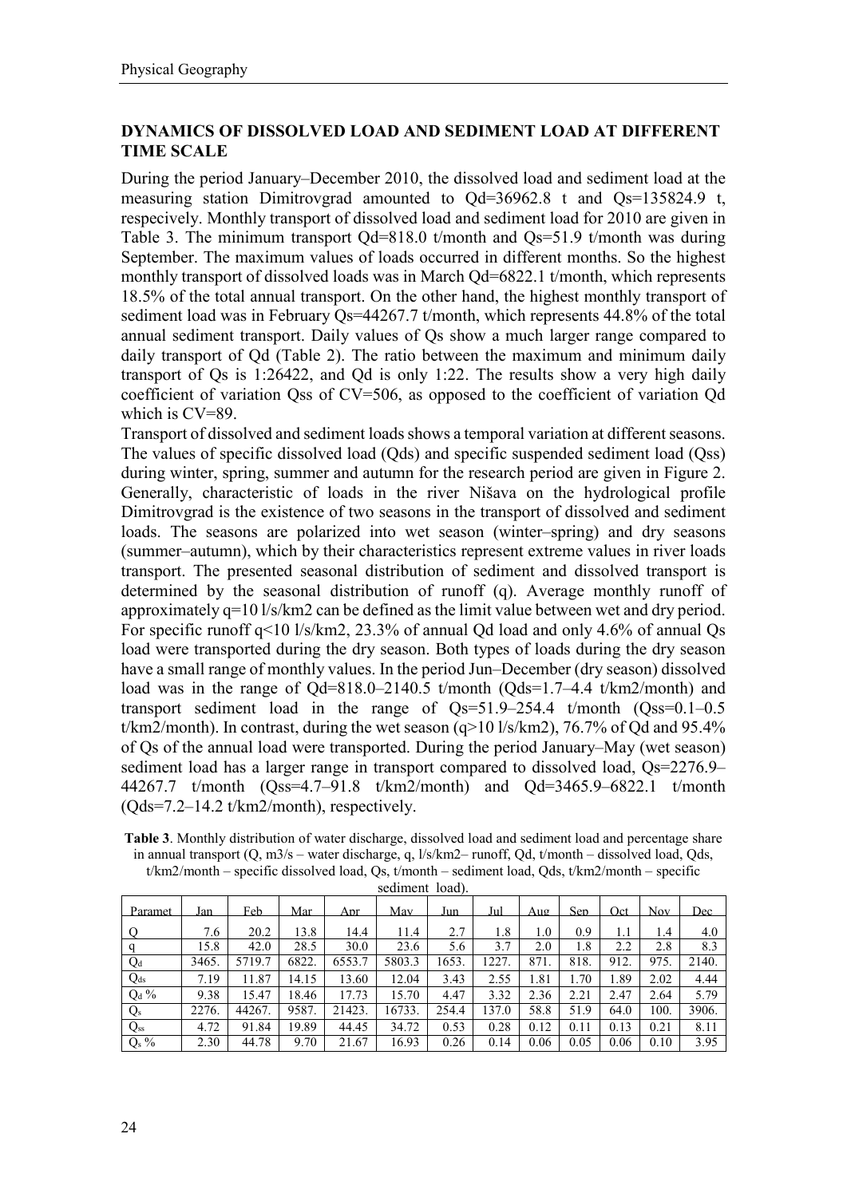## DYNAMICS OF DISSOLVED LOAD AND SEDIMENT LOAD AT DIFFERENT TIME SCALE

During the period January–December 2010, the dissolved load and sediment load at the measuring station Dimitrovgrad amounted to Qd=36962.8 t and Qs=135824.9 t, respecively. Monthly transport of dissolved load and sediment load for 2010 are given in Table 3. The minimum transport Qd=818.0 t/month and Qs=51.9 t/month was during September. The maximum values of loads occurred in different months. So the highest monthly transport of dissolved loads was in March Qd=6822.1 t/month, which represents 18.5% of the total annual transport. On the other hand, the highest monthly transport of sediment load was in February Qs=44267.7 t/month, which represents 44.8% of the total annual sediment transport. Daily values of Qs show a much larger range compared to daily transport of Qd (Table 2). The ratio between the maximum and minimum daily transport of Qs is 1:26422, and Qd is only 1:22. The results show a very high daily coefficient of variation Qss of CV=506, as opposed to the coefficient of variation Qd which is CV=89.

Transport of dissolved and sediment loads shows a temporal variation at different seasons. The values of specific dissolved load (Qds) and specific suspended sediment load (Qss) during winter, spring, summer and autumn for the research period are given in Figure 2. Generally, characteristic of loads in the river Nišava on the hydrological profile Dimitrovgrad is the existence of two seasons in the transport of dissolved and sediment loads. The seasons are polarized into wet season (winter–spring) and dry seasons (summer–autumn), which by their characteristics represent extreme values in river loads transport. The presented seasonal distribution of sediment and dissolved transport is determined by the seasonal distribution of runoff (q). Average monthly runoff of approximately q=10 l/s/km2 can be defined as the limit value between wet and dry period. For specific runoff q<10 l/s/km2, 23.3% of annual Qd load and only 4.6% of annual Qs load were transported during the dry season. Both types of loads during the dry season have a small range of monthly values. In the period Jun–December (dry season) dissolved load was in the range of Qd=818.0–2140.5 t/month (Qds=1.7–4.4 t/km2/month) and transport sediment load in the range of Qs=51.9–254.4 t/month (Qss=0.1–0.5 t/km2/month). In contrast, during the wet season (q>10 l/s/km2), 76.7% of Qd and 95.4% of Qs of the annual load were transported. During the period January–May (wet season) sediment load has a larger range in transport compared to dissolved load, Qs=2276.9–44267.7 t/month (Qss=4.7–91.8 t/km2/month) and Qd=3465.9–6822.1 t/month (Qds=7.2–14.2 t/km2/month), respectively.

**Table 3**. Monthly distribution of water discharge, dissolved load and sediment load and percentage share in annual transport (Q, m3/s – water discharge, q, l/s/km2– runoff, Qd, t/month – dissolved load, Qds, t/km2/month – specific dissolved load, Qs, t/month – sediment load, Qds, t/km2/month – specific sediment load).

| Paramet | Jan | Feb | Mar | Apr | May | Jun | Jul | Aug | Sep | Oct | Nov | Dec |
|---|---|---|---|---|---|---|---|---|---|---|---|---|
| Q | 7.6 | 20.2 | 13.8 | 14.4 | 11.4 | 2.7 | 1.8 | 1.0 | 0.9 | 1.1 | 1.4 | 4.0 |
| q | 15.8 | 42.0 | 28.5 | 30.0 | 23.6 | 5.6 | 3.7 | 2.0 | 1.8 | 2.2 | 2.8 | 8.3 |
| $Q_d$ | 3465. | 5719.7 | 6822. | 6553.7 | 5803.3 | 1653. | 1227. | 871. | 818. | 912. | 975. | 2140. |
| $Q_{ds}$ | 7.19 | 11.87 | 14.15 | 13.60 | 12.04 | 3.43 | 2.55 | 1.81 | 1.70 | 1.89 | 2.02 | 4.44 |
| $Q_d$ % | 9.38 | 15.47 | 18.46 | 17.73 | 15.70 | 4.47 | 3.32 | 2.36 | 2.21 | 2.47 | 2.64 | 5.79 |
| $Q_s$ | 2276. | 44267. | 9587. | 21423. | 16733. | 254.4 | 137.0 | 58.8 | 51.9 | 64.0 | 100. | 3906. |
| $Q_{ss}$ | 4.72 | 91.84 | 19.89 | 44.45 | 34.72 | 0.53 | 0.28 | 0.12 | 0.11 | 0.13 | 0.21 | 8.11 |
| $Q_s$ % | 2.30 | 44.78 | 9.70 | 21.67 | 16.93 | 0.26 | 0.14 | 0.06 | 0.05 | 0.06 | 0.10 | 3.95 |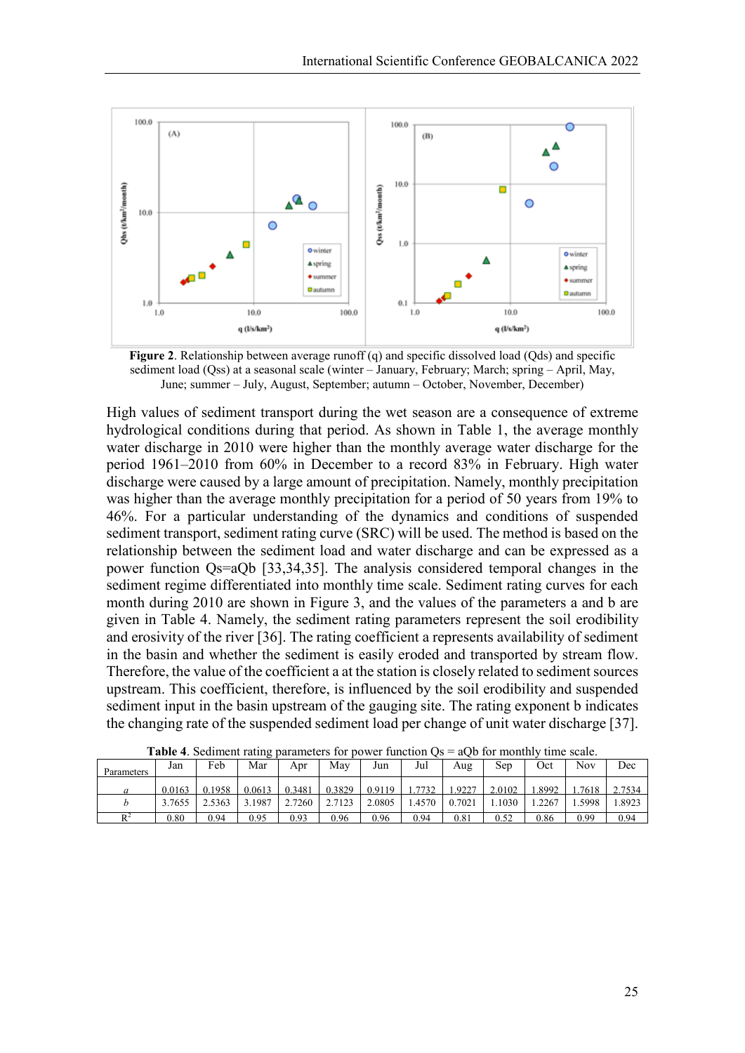**Figure 2**. Relationship between average runoff (q) and specific dissolved load (Qds) and specific sediment load (Qss) at a seasonal scale (winter – January, February; March; spring – April, May, June; summer – July, August, September; autumn – October, November, December)

High values of sediment transport during the wet season are a consequence of extreme hydrological conditions during that period. As shown in Table 1, the average monthly water discharge in 2010 were higher than the monthly average water discharge for the period 1961–2010 from 60% in December to a record 83% in February. High water discharge were caused by a large amount of precipitation. Namely, monthly precipitation was higher than the average monthly precipitation for a period of 50 years from 19% to 46%. For a particular understanding of the dynamics and conditions of suspended sediment transport, sediment rating curve (SRC) will be used. The method is based on the relationship between the sediment load and water discharge and can be expressed as a power function Qs=aQb [33,34,35]. The analysis considered temporal changes in the sediment regime differentiated into monthly time scale. Sediment rating curves for each month during 2010 are shown in Figure 3, and the values of the parameters a and b are given in Table 4. Namely, the sediment rating parameters represent the soil erodibility and erosivity of the river [36]. The rating coefficient a represents availability of sediment in the basin and whether the sediment is easily eroded and transported by stream flow. Therefore, the value of the coefficient a at the station is closely related to sediment sources upstream. This coefficient, therefore, is influenced by the soil erodibility and suspended sediment input in the basin upstream of the gauging site. The rating exponent b indicates the changing rate of the suspended sediment load per change of unit water discharge [37].

**Table 4**. Sediment rating parameters for power function Qs = aQb for monthly time scale.

| Parameters | Jan | Feb | Mar | Apr | May | Jun | Jul | Aug | Sep | Oct | Nov | Dec |
|---|---|---|---|---|---|---|---|---|---|---|---|---|
| *a* | 0.0163 | 0.1958 | 0.0613 | 0.3481 | 0.3829 | 0.9119 | 1.7732 | 1.9227 | 2.0102 | 1.8992 | 1.7618 | 2.7534 |
| *b* | 3.7655 | 2.5363 | 3.1987 | 2.7260 | 2.7123 | 2.0805 | 1.4570 | 0.7021 | 1.1030 | 1.2267 | 1.5998 | 1.8923 |
| $R^2$ | 0.80 | 0.94 | 0.95 | 0.93 | 0.96 | 0.96 | 0.94 | 0.81 | 0.52 | 0.86 | 0.99 | 0.94 |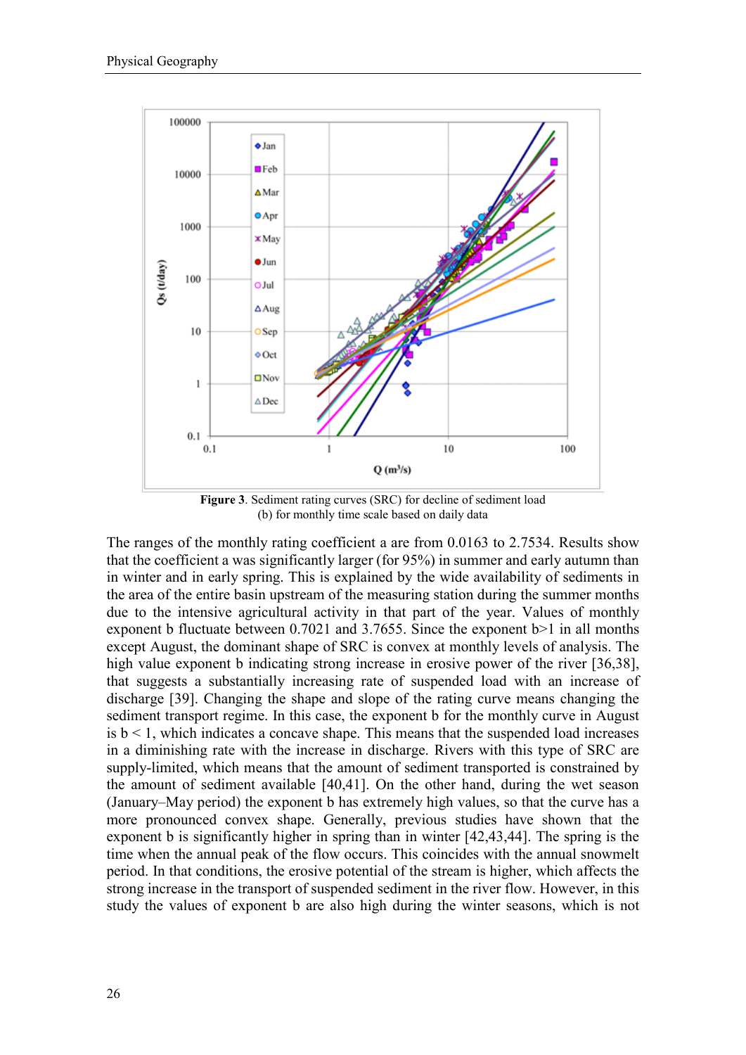**Figure 3**. Sediment rating curves (SRC) for decline of sediment load (b) for monthly time scale based on daily data

The ranges of the monthly rating coefficient a are from 0.0163 to 2.7534. Results show that the coefficient a was significantly larger (for 95%) in summer and early autumn than in winter and in early spring. This is explained by the wide availability of sediments in the area of the entire basin upstream of the measuring station during the summer months due to the intensive agricultural activity in that part of the year. Values of monthly exponent b fluctuate between 0.7021 and 3.7655. Since the exponent b>1 in all months except August, the dominant shape of SRC is convex at monthly levels of analysis. The high value exponent b indicating strong increase in erosive power of the river [36,38], that suggests a substantially increasing rate of suspended load with an increase of discharge [39]. Changing the shape and slope of the rating curve means changing the sediment transport regime. In this case, the exponent b for the monthly curve in August is $b < 1$, which indicates a concave shape. This means that the suspended load increases in a diminishing rate with the increase in discharge. Rivers with this type of SRC are supply-limited, which means that the amount of sediment transported is constrained by the amount of sediment available [40,41]. On the other hand, during the wet season (January–May period) the exponent b has extremely high values, so that the curve has a more pronounced convex shape. Generally, previous studies have shown that the exponent b is significantly higher in spring than in winter [42,43,44]. The spring is the time when the annual peak of the flow occurs. This coincides with the annual snowmelt period. In that conditions, the erosive potential of the stream is higher, which affects the strong increase in the transport of suspended sediment in the river flow. However, in this study the values of exponent b are also high during the winter seasons, which is not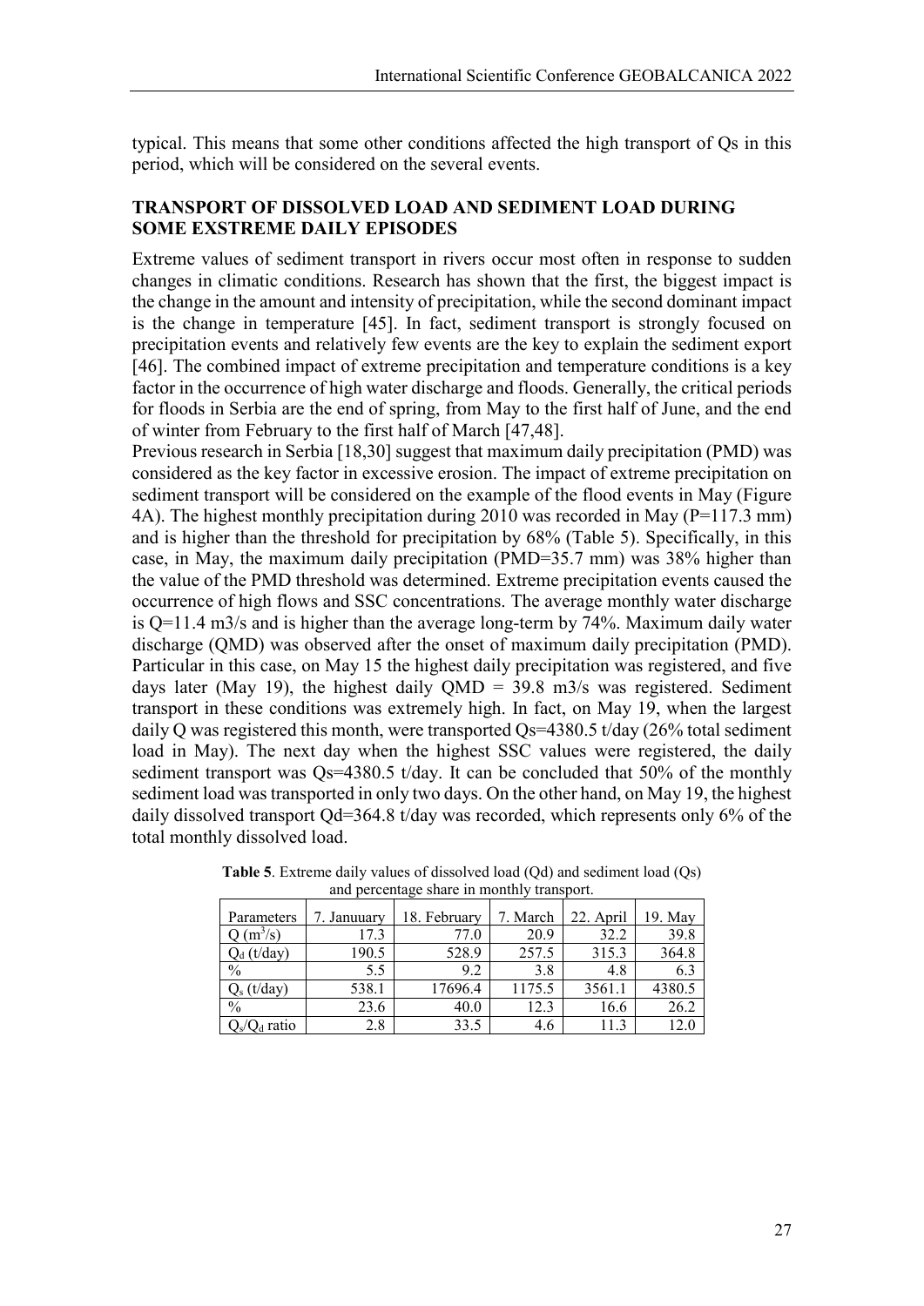typical. This means that some other conditions affected the high transport of Qs in this period, which will be considered on the several events.

## TRANSPORT OF DISSOLVED LOAD AND SEDIMENT LOAD DURING SOME EXSTREME DAILY EPISODES

Extreme values of sediment transport in rivers occur most often in response to sudden changes in climatic conditions. Research has shown that the first, the biggest impact is the change in the amount and intensity of precipitation, while the second dominant impact is the change in temperature [45]. In fact, sediment transport is strongly focused on precipitation events and relatively few events are the key to explain the sediment export [46]. The combined impact of extreme precipitation and temperature conditions is a key factor in the occurrence of high water discharge and floods. Generally, the critical periods for floods in Serbia are the end of spring, from May to the first half of June, and the end of winter from February to the first half of March [47,48].

Previous research in Serbia [18,30] suggest that maximum daily precipitation (PMD) was considered as the key factor in excessive erosion. The impact of extreme precipitation on sediment transport will be considered on the example of the flood events in May (Figure 4A). The highest monthly precipitation during 2010 was recorded in May (P=117.3 mm) and is higher than the threshold for precipitation by 68% (Table 5). Specifically, in this case, in May, the maximum daily precipitation (PMD=35.7 mm) was 38% higher than the value of the PMD threshold was determined. Extreme precipitation events caused the occurrence of high flows and SSC concentrations. The average monthly water discharge is Q=11.4 m3/s and is higher than the average long-term by 74%. Maximum daily water discharge (QMD) was observed after the onset of maximum daily precipitation (PMD). Particular in this case, on May 15 the highest daily precipitation was registered, and five days later (May 19), the highest daily QMD = 39.8 m3/s was registered. Sediment transport in these conditions was extremely high. In fact, on May 19, when the largest daily Q was registered this month, were transported Qs=4380.5 t/day (26% total sediment load in May). The next day when the highest SSC values were registered, the daily sediment transport was Qs=4380.5 t/day. It can be concluded that 50% of the monthly sediment load was transported in only two days. On the other hand, on May 19, the highest daily dissolved transport Qd=364.8 t/day was recorded, which represents only 6% of the total monthly dissolved load.

**Table 5**. Extreme daily values of dissolved load (Qd) and sediment load (Qs) and percentage share in monthly transport.

| Parameters | 7. Januuary | 18. February | 7. March | 22. April | 19. May |
|---|---|---|---|---|---|
| Q ($m^3$/s) | 17.3 | 77.0 | 20.9 | 32.2 | 39.8 |
| $Q_d$ (t/day) | 190.5 | 528.9 | 257.5 | 315.3 | 364.8 |
| % | 5.5 | 9.2 | 3.8 | 4.8 | 6.3 |
| $Q_s$ (t/day) | 538.1 | 17696.4 | 1175.5 | 3561.1 | 4380.5 |
| % | 23.6 | 40.0 | 12.3 | 16.6 | 26.2 |
| $Q_s/Q_d$ ratio | 2.8 | 33.5 | 4.6 | 11.3 | 12.0 |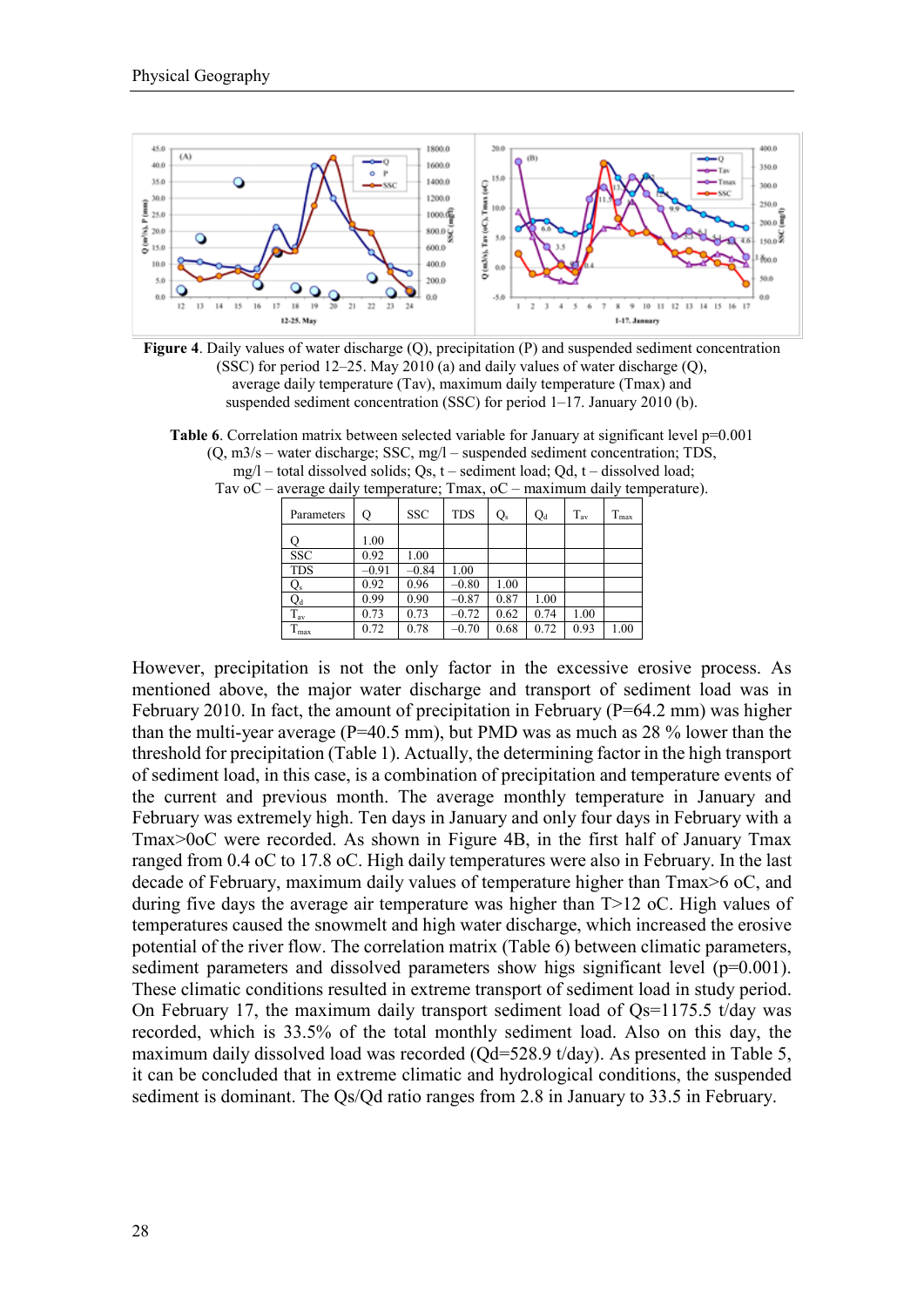**Figure 4**. Daily values of water discharge (Q), precipitation (P) and suspended sediment concentration (SSC) for period 12–25. May 2010 (a) and daily values of water discharge (Q), average daily temperature (Tav), maximum daily temperature (Tmax) and suspended sediment concentration (SSC) for period 1–17. January 2010 (b).

**Table 6**. Correlation matrix between selected variable for January at significant level p=0.001 (Q, m3/s – water discharge; SSC, mg/l – suspended sediment concentration; TDS, mg/l – total dissolved solids; Qs, t – sediment load; Qd, t – dissolved load; Tav oC – average daily temperature; Tmax, oC – maximum daily temperature).

| Parameters | Q | SSC | TDS | $Q_s$ | $Q_d$ | $T_{av}$ | $T_{max}$ |
|---|---|---|---|---|---|---|---|
| Q | 1.00 | | | | | | |
| SSC | 0.92 | 1.00 | | | | | |
| TDS | –0.91 | –0.84 | 1.00 | | | | |
| $Q_s$ | 0.92 | 0.96 | –0.80 | 1.00 | | | |
| $Q_d$ | 0.99 | 0.90 | –0.87 | 0.87 | 1.00 | | |
| $T_{av}$ | 0.73 | 0.73 | –0.72 | 0.62 | 0.74 | 1.00 | |
| $T_{max}$ | 0.72 | 0.78 | –0.70 | 0.68 | 0.72 | 0.93 | 1.00 |

However, precipitation is not the only factor in the excessive erosive process. As mentioned above, the major water discharge and transport of sediment load was in February 2010. In fact, the amount of precipitation in February (P=64.2 mm) was higher than the multi-year average (P=40.5 mm), but PMD was as much as 28 % lower than the threshold for precipitation (Table 1). Actually, the determining factor in the high transport of sediment load, in this case, is a combination of precipitation and temperature events of the current and previous month. The average monthly temperature in January and February was extremely high. Ten days in January and only four days in February with a Tmax>0oC were recorded. As shown in Figure 4B, in the first half of January Tmax ranged from 0.4 oC to 17.8 oC. High daily temperatures were also in February. In the last decade of February, maximum daily values of temperature higher than Tmax>6 oC, and during five days the average air temperature was higher than T>12 oC. High values of temperatures caused the snowmelt and high water discharge, which increased the erosive potential of the river flow. The correlation matrix (Table 6) between climatic parameters, sediment parameters and dissolved parameters show higs significant level (p=0.001). These climatic conditions resulted in extreme transport of sediment load in study period. On February 17, the maximum daily transport sediment load of Qs=1175.5 t/day was recorded, which is 33.5% of the total monthly sediment load. Also on this day, the maximum daily dissolved load was recorded (Qd=528.9 t/day). As presented in Table 5, it can be concluded that in extreme climatic and hydrological conditions, the suspended sediment is dominant. The Qs/Qd ratio ranges from 2.8 in January to 33.5 in February.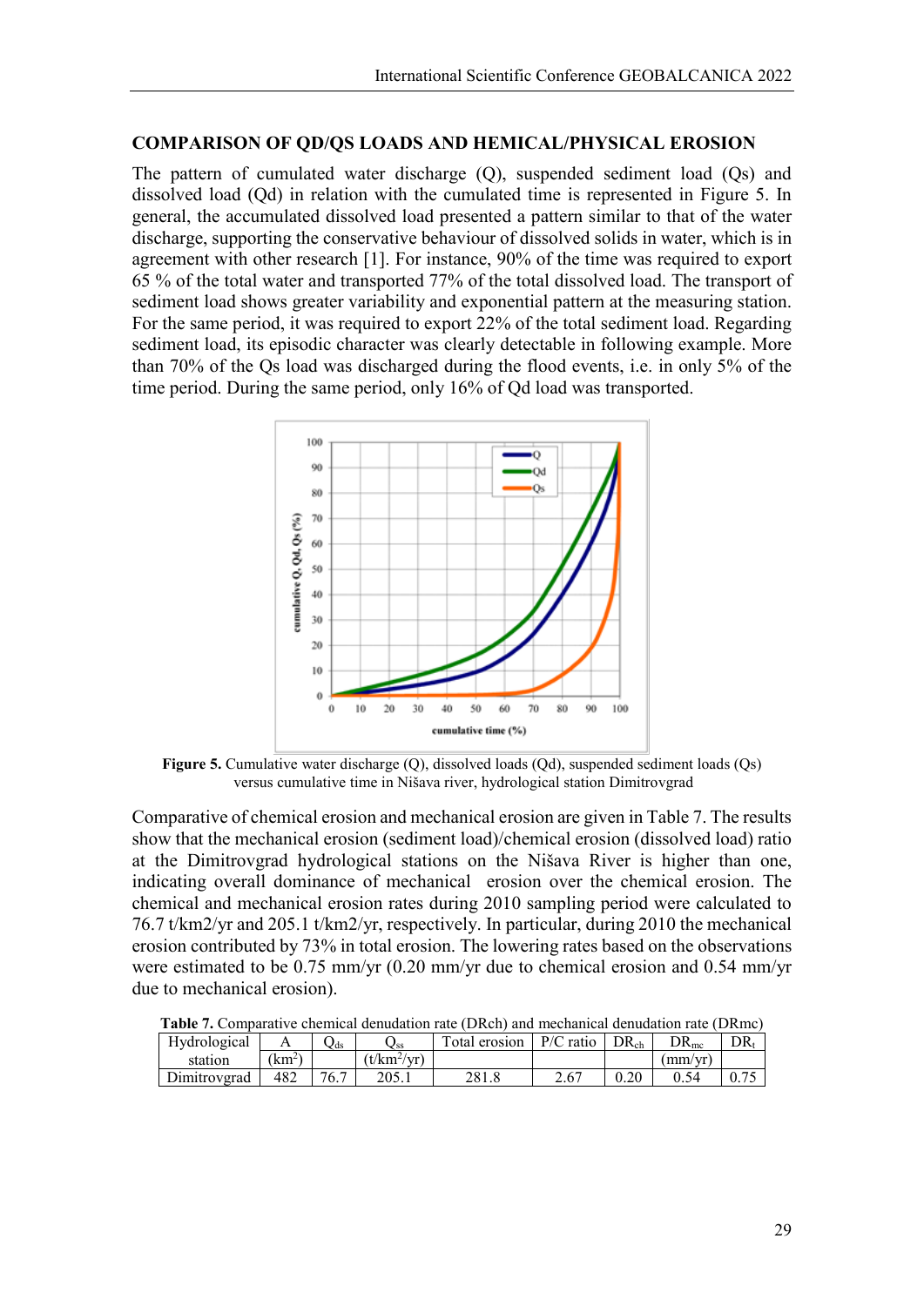## COMPARISON OF QD/QS LOADS AND HEMICAL/PHYSICAL EROSION

The pattern of cumulated water discharge (Q), suspended sediment load (Qs) and dissolved load (Qd) in relation with the cumulated time is represented in Figure 5. In general, the accumulated dissolved load presented a pattern similar to that of the water discharge, supporting the conservative behaviour of dissolved solids in water, which is in agreement with other research [1]. For instance, 90% of the time was required to export 65 % of the total water and transported 77% of the total dissolved load. The transport of sediment load shows greater variability and exponential pattern at the measuring station. For the same period, it was required to export 22% of the total sediment load. Regarding sediment load, its episodic character was clearly detectable in following example. More than 70% of the Qs load was discharged during the flood events, i.e. in only 5% of the time period. During the same period, only 16% of Qd load was transported.

**Figure 5.** Cumulative water discharge (Q), dissolved loads (Qd), suspended sediment loads (Qs) versus cumulative time in Nišava river, hydrological station Dimitrovgrad

Comparative of chemical erosion and mechanical erosion are given in Table 7. The results show that the mechanical erosion (sediment load)/chemical erosion (dissolved load) ratio at the Dimitrovgrad hydrological stations on the Nišava River is higher than one, indicating overall dominance of mechanical erosion over the chemical erosion. The chemical and mechanical erosion rates during 2010 sampling period were calculated to 76.7 t/km2/yr and 205.1 t/km2/yr, respectively. In particular, during 2010 the mechanical erosion contributed by 73% in total erosion. The lowering rates based on the observations were estimated to be 0.75 mm/yr (0.20 mm/yr due to chemical erosion and 0.54 mm/yr due to mechanical erosion).

**Table 7.** Comparative chemical denudation rate (DRch) and mechanical denudation rate (DRmc)

| Hydrological station | A ($km^2$) | $Q_{ds}$ | $Q_{ss}$ ($t/km^2/yr$) | Total erosion | P/C ratio | $DR_{ch}$ | $DR_{mc}$ (mm/yr) | $DR_t$ |
|---|---|---|---|---|---|---|---|---|
| Dimitrovgrad | 482 | 76.7 | 205.1 | 281.8 | 2.67 | 0.20 | 0.54 | 0.75 |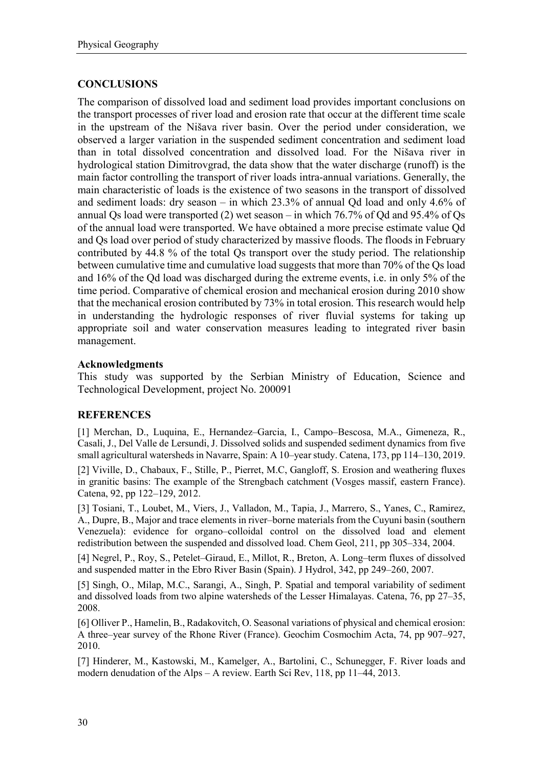## CONCLUSIONS

The comparison of dissolved load and sediment load provides important conclusions on the transport processes of river load and erosion rate that occur at the different time scale in the upstream of the Nišava river basin. Over the period under consideration, we observed a larger variation in the suspended sediment concentration and sediment load than in total dissolved concentration and dissolved load. For the Nišava river in hydrological station Dimitrovgrad, the data show that the water discharge (runoff) is the main factor controlling the transport of river loads intra-annual variations. Generally, the main characteristic of loads is the existence of two seasons in the transport of dissolved and sediment loads: dry season – in which 23.3% of annual Qd load and only 4.6% of annual Qs load were transported (2) wet season – in which 76.7% of Qd and 95.4% of Qs of the annual load were transported. We have obtained a more precise estimate value Qd and Qs load over period of study characterized by massive floods. The floods in February contributed by 44.8 % of the total Qs transport over the study period. The relationship between cumulative time and cumulative load suggests that more than 70% of the Qs load and 16% of the Qd load was discharged during the extreme events, i.e. in only 5% of the time period. Comparative of chemical erosion and mechanical erosion during 2010 show that the mechanical erosion contributed by 73% in total erosion. This research would help in understanding the hydrologic responses of river fluvial systems for taking up appropriate soil and water conservation measures leading to integrated river basin management.

### Acknowledgments

This study was supported by the Serbian Ministry of Education, Science and Technological Development, project No. 200091

## REFERENCES

[1] Merchan, D., Luquina, E., Hernandez–Garcia, I., Campo–Bescosa, M.A., Gimeneza, R., Casali, J., Del Valle de Lersundi, J. Dissolved solids and suspended sediment dynamics from five small agricultural watersheds in Navarre, Spain: A 10–year study. Catena, 173, pp 114–130, 2019.

[2] Viville, D., Chabaux, F., Stille, P., Pierret, M.C, Gangloff, S. Erosion and weathering fluxes in granitic basins: The example of the Strengbach catchment (Vosges massif, eastern France). Catena, 92, pp 122–129, 2012.

[3] Tosiani, T., Loubet, M., Viers, J., Valladon, M., Tapia, J., Marrero, S., Yanes, C., Ramirez, A., Dupre, B., Major and trace elements in river–borne materials from the Cuyuni basin (southern Venezuela): evidence for organo–colloidal control on the dissolved load and element redistribution between the suspended and dissolved load. Chem Geol, 211, pp 305–334, 2004.

[4] Negrel, P., Roy, S., Petelet–Giraud, E., Millot, R., Breton, A. Long–term fluxes of dissolved and suspended matter in the Ebro River Basin (Spain). J Hydrol, 342, pp 249–260, 2007.

[5] Singh, O., Milap, M.C., Sarangi, A., Singh, P. Spatial and temporal variability of sediment and dissolved loads from two alpine watersheds of the Lesser Himalayas. Catena, 76, pp 27–35, 2008.

[6] Olliver P., Hamelin, B., Radakovitch, O. Seasonal variations of physical and chemical erosion: A three–year survey of the Rhone River (France). Geochim Cosmochim Acta, 74, pp 907–927, 2010.

[7] Hinderer, M., Kastowski, M., Kamelger, A., Bartolini, C., Schunegger, F. River loads and modern denudation of the Alps – A review. Earth Sci Rev, 118, pp 11–44, 2013.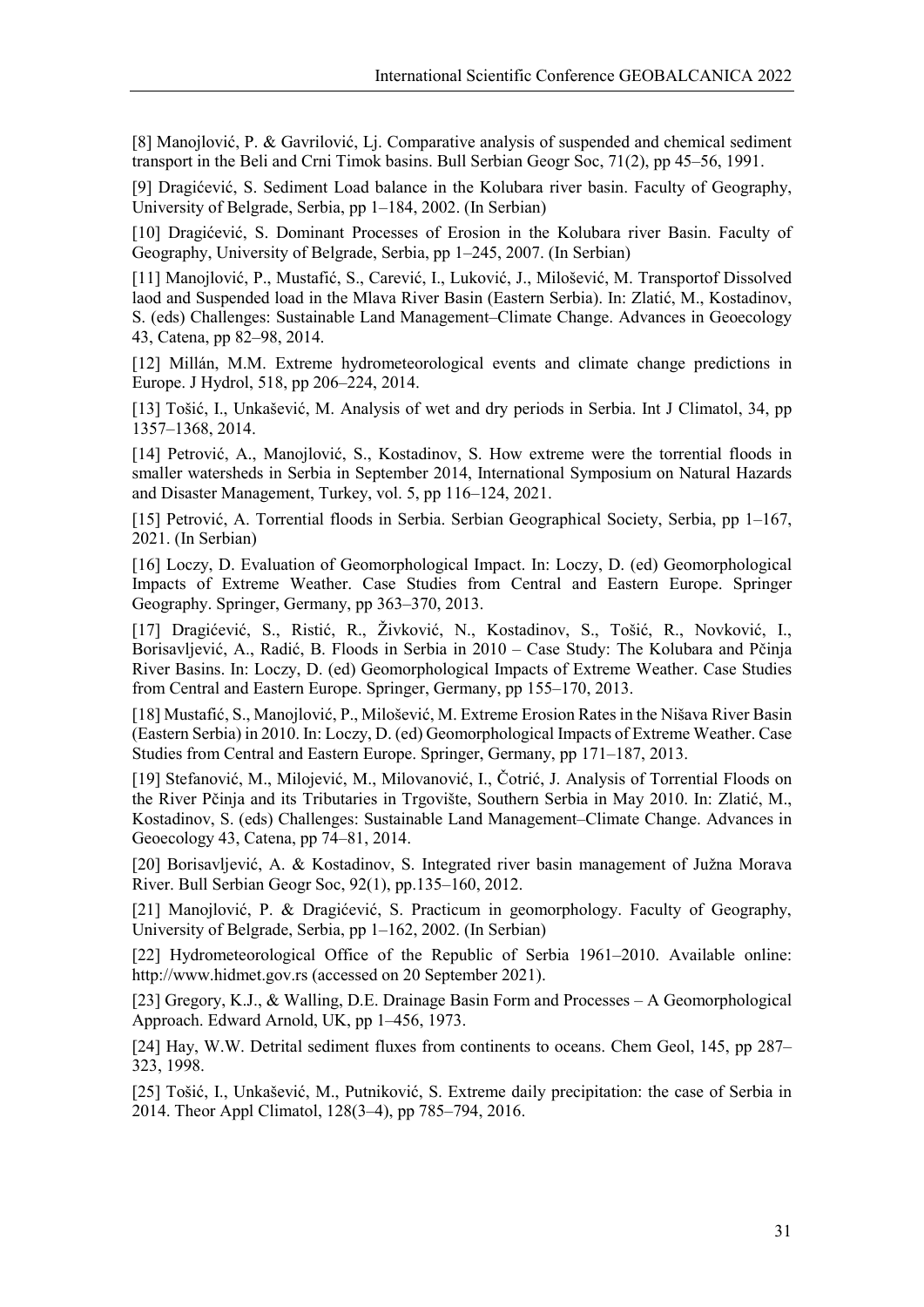[8] Manojlović, P. & Gavrilović, Lj. Comparative analysis of suspended and chemical sediment transport in the Beli and Crni Timok basins. Bull Serbian Geogr Soc, 71(2), pp 45–56, 1991.

[9] Dragićević, S. Sediment Load balance in the Kolubara river basin. Faculty of Geography, University of Belgrade, Serbia, pp 1–184, 2002. (In Serbian)

[10] Dragićević, S. Dominant Processes of Erosion in the Kolubara river Basin. Faculty of Geography, University of Belgrade, Serbia, pp 1–245, 2007. (In Serbian)

[11] Manojlović, P., Mustafić, S., Carević, I., Luković, J., Milošević, M. Transportof Dissolved laod and Suspended load in the Mlava River Basin (Eastern Serbia). In: Zlatić, M., Kostadinov, S. (eds) Challenges: Sustainable Land Management–Climate Change. Advances in Geoecology 43, Catena, pp 82–98, 2014.

[12] Millán, M.M. Extreme hydrometeorological events and climate change predictions in Europe. J Hydrol, 518, pp 206–224, 2014.

[13] Tošić, I., Unkašević, M. Analysis of wet and dry periods in Serbia. Int J Climatol, 34, pp 1357–1368, 2014.

[14] Petrović, A., Manojlović, S., Kostadinov, S. How extreme were the torrential floods in smaller watersheds in Serbia in September 2014, International Symposium on Natural Hazards and Disaster Management, Turkey, vol. 5, pp 116–124, 2021.

[15] Petrović, A. Torrential floods in Serbia. Serbian Geographical Society, Serbia, pp 1–167, 2021. (In Serbian)

[16] Loczy, D. Evaluation of Geomorphological Impact. In: Loczy, D. (ed) Geomorphological Impacts of Extreme Weather. Case Studies from Central and Eastern Europe. Springer Geography. Springer, Germany, pp 363–370, 2013.

[17] Dragićević, S., Ristić, R., Živković, N., Kostadinov, S., Tošić, R., Novković, I., Borisavljević, A., Radić, B. Floods in Serbia in 2010 – Case Study: The Kolubara and Pčinja River Basins. In: Loczy, D. (ed) Geomorphological Impacts of Extreme Weather. Case Studies from Central and Eastern Europe. Springer, Germany, pp 155–170, 2013.

[18] Mustafić, S., Manojlović, P., Milošević, M. Extreme Erosion Rates in the Nišava River Basin (Eastern Serbia) in 2010. In: Loczy, D. (ed) Geomorphological Impacts of Extreme Weather. Case Studies from Central and Eastern Europe. Springer, Germany, pp 171–187, 2013.

[19] Stefanović, M., Milojević, M., Milovanović, I., Čotrić, J. Analysis of Torrential Floods on the River Pčinja and its Tributaries in Trgovište, Southern Serbia in May 2010. In: Zlatić, M., Kostadinov, S. (eds) Challenges: Sustainable Land Management–Climate Change. Advances in Geoecology 43, Catena, pp 74–81, 2014.

[20] Borisavljević, A. & Kostadinov, S. Integrated river basin management of Južna Morava River. Bull Serbian Geogr Soc, 92(1), pp.135–160, 2012.

[21] Manojlović, P. & Dragićević, S. Practicum in geomorphology. Faculty of Geography, University of Belgrade, Serbia, pp 1–162, 2002. (In Serbian)

[22] Hydrometeorological Office of the Republic of Serbia 1961–2010. Available online: http://www.hidmet.gov.rs (accessed on 20 September 2021).

[23] Gregory, K.J., & Walling, D.E. Drainage Basin Form and Processes – A Geomorphological Approach. Edward Arnold, UK, pp 1–456, 1973.

[24] Hay, W.W. Detrital sediment fluxes from continents to oceans. Chem Geol, 145, pp 287–323, 1998.

[25] Tošić, I., Unkašević, M., Putniković, S. Extreme daily precipitation: the case of Serbia in 2014. Theor Appl Climatol, 128(3–4), pp 785–794, 2016.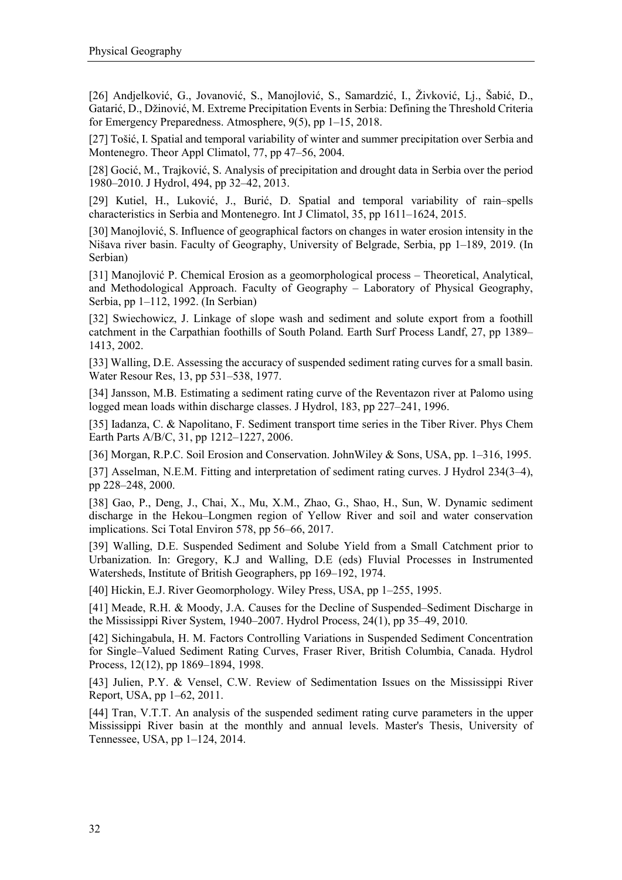[26] Andjelković, G., Jovanović, S., Manojlović, S., Samardzić, I., Živković, Lj., Šabić, D., Gatarić, D., Džinović, M. Extreme Precipitation Events in Serbia: Defining the Threshold Criteria for Emergency Preparedness. Atmosphere, 9(5), pp 1–15, 2018.

[27] Tošić, I. Spatial and temporal variability of winter and summer precipitation over Serbia and Montenegro. Theor Appl Climatol, 77, pp 47–56, 2004.

[28] Gocić, M., Trajković, S. Analysis of precipitation and drought data in Serbia over the period 1980–2010. J Hydrol, 494, pp 32–42, 2013.

[29] Kutiel, H., Luković, J., Burić, D. Spatial and temporal variability of rain–spells characteristics in Serbia and Montenegro. Int J Climatol, 35, pp 1611–1624, 2015.

[30] Manojlović, S. Influence of geographical factors on changes in water erosion intensity in the Nišava river basin. Faculty of Geography, University of Belgrade, Serbia, pp 1–189, 2019. (In Serbian)

[31] Manojlović P. Chemical Erosion as a geomorphological process – Theoretical, Analytical, and Methodological Approach. Faculty of Geography – Laboratory of Physical Geography, Serbia, pp 1–112, 1992. (In Serbian)

[32] Swiechowicz, J. Linkage of slope wash and sediment and solute export from a foothill catchment in the Carpathian foothills of South Poland. Earth Surf Process Landf, 27, pp 1389–1413, 2002.

[33] Walling, D.E. Assessing the accuracy of suspended sediment rating curves for a small basin. Water Resour Res, 13, pp 531–538, 1977.

[34] Jansson, M.B. Estimating a sediment rating curve of the Reventazon river at Palomo using logged mean loads within discharge classes. J Hydrol, 183, pp 227–241, 1996.

[35] Iadanza, C. & Napolitano, F. Sediment transport time series in the Tiber River. Phys Chem Earth Parts A/B/C, 31, pp 1212–1227, 2006.

[36] Morgan, R.P.C. Soil Erosion and Conservation. JohnWiley & Sons, USA, pp. 1–316, 1995.

[37] Asselman, N.E.M. Fitting and interpretation of sediment rating curves. J Hydrol 234(3–4), pp 228–248, 2000.

[38] Gao, P., Deng, J., Chai, X., Mu, X.M., Zhao, G., Shao, H., Sun, W. Dynamic sediment discharge in the Hekou–Longmen region of Yellow River and soil and water conservation implications. Sci Total Environ 578, pp 56–66, 2017.

[39] Walling, D.E. Suspended Sediment and Solube Yield from a Small Catchment prior to Urbanization. In: Gregory, K.J and Walling, D.E (eds) Fluvial Processes in Instrumented Watersheds, Institute of British Geographers, pp 169–192, 1974.

[40] Hickin, E.J. River Geomorphology. Wiley Press, USA, pp 1–255, 1995.

[41] Meade, R.H. & Moody, J.A. Causes for the Decline of Suspended–Sediment Discharge in the Mississippi River System, 1940–2007. Hydrol Process, 24(1), pp 35–49, 2010.

[42] Sichingabula, H. M. Factors Controlling Variations in Suspended Sediment Concentration for Single–Valued Sediment Rating Curves, Fraser River, British Columbia, Canada. Hydrol Process, 12(12), pp 1869–1894, 1998.

[43] Julien, P.Y. & Vensel, C.W. Review of Sedimentation Issues on the Mississippi River Report, USA, pp 1–62, 2011.

[44] Tran, V.T.T. An analysis of the suspended sediment rating curve parameters in the upper Mississippi River basin at the monthly and annual levels. Master's Thesis, University of Tennessee, USA, pp 1–124, 2014.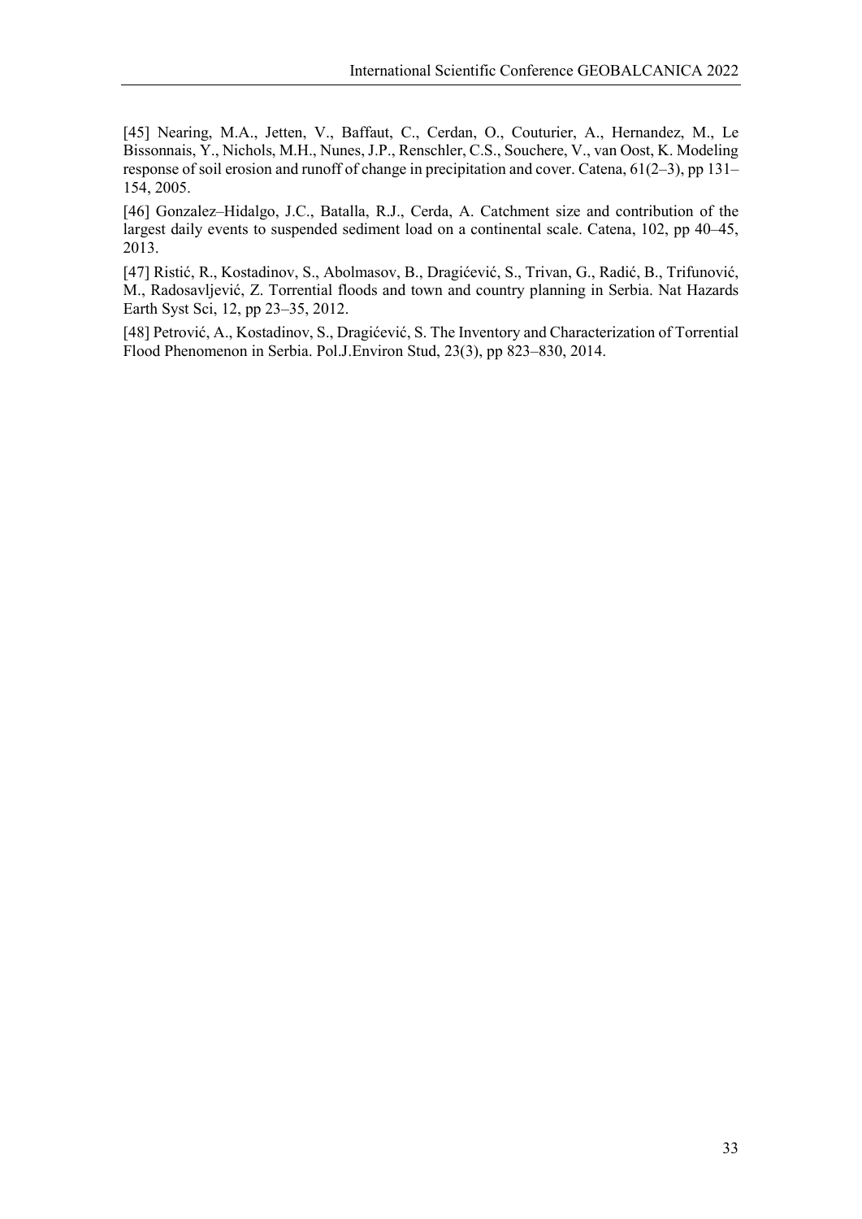[45] Nearing, M.A., Jetten, V., Baffaut, C., Cerdan, O., Couturier, A., Hernandez, M., Le Bissonnais, Y., Nichols, M.H., Nunes, J.P., Renschler, C.S., Souchere, V., van Oost, K. Modeling response of soil erosion and runoff of change in precipitation and cover. Catena, 61(2–3), pp 131–154, 2005.

[46] Gonzalez–Hidalgo, J.C., Batalla, R.J., Cerda, A. Catchment size and contribution of the largest daily events to suspended sediment load on a continental scale. Catena, 102, pp 40–45, 2013.

[47] Ristić, R., Kostadinov, S., Abolmasov, B., Dragićević, S., Trivan, G., Radić, B., Trifunović, M., Radosavljević, Z. Torrential floods and town and country planning in Serbia. Nat Hazards Earth Syst Sci, 12, pp 23–35, 2012.

[48] Petrović, A., Kostadinov, S., Dragićević, S. The Inventory and Characterization of Torrential Flood Phenomenon in Serbia. Pol.J.Environ Stud, 23(3), pp 823–830, 2014.